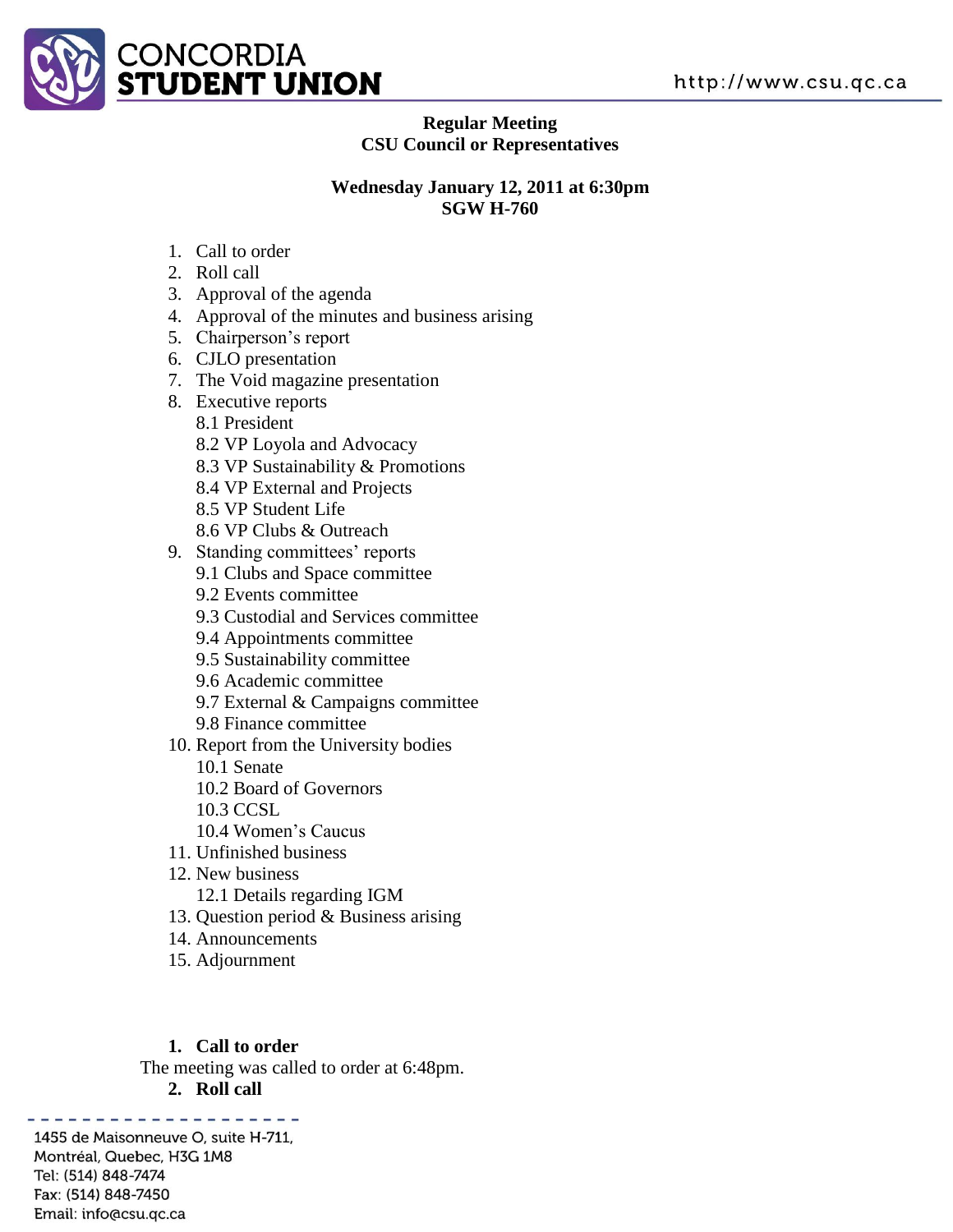# CONCORDIA STUDENT UNION

http://www.csu.qc.ca

**Regular Meeting**
**CSU Council or Representatives**

**Wednesday January 12, 2011 at 6:30pm**
**SGW H-760**

1. Call to order
2. Roll call
3. Approval of the agenda
4. Approval of the minutes and business arising
5. Chairperson's report
6. CJLO presentation
7. The Void magazine presentation
8. Executive reports
   - 8.1 President
   - 8.2 VP Loyola and Advocacy
   - 8.3 VP Sustainability & Promotions
   - 8.4 VP External and Projects
   - 8.5 VP Student Life
   - 8.6 VP Clubs & Outreach
9. Standing committees' reports
   - 9.1 Clubs and Space committee
   - 9.2 Events committee
   - 9.3 Custodial and Services committee
   - 9.4 Appointments committee
   - 9.5 Sustainability committee
   - 9.6 Academic committee
   - 9.7 External & Campaigns committee
   - 9.8 Finance committee
10. Report from the University bodies
    - 10.1 Senate
    - 10.2 Board of Governors
    - 10.3 CCSL
    - 10.4 Women's Caucus
11. Unfinished business
12. New business
    - 12.1 Details regarding IGM
13. Question period & Business arising
14. Announcements
15. Adjournment

**1. Call to order**

The meeting was called to order at 6:48pm.

**2. Roll call**

1455 de Maisonneuve O, suite H-711,
Montréal, Quebec, H3G 1M8
Tel: (514) 848-7474
Fax: (514) 848-7450
Email: info@csu.qc.ca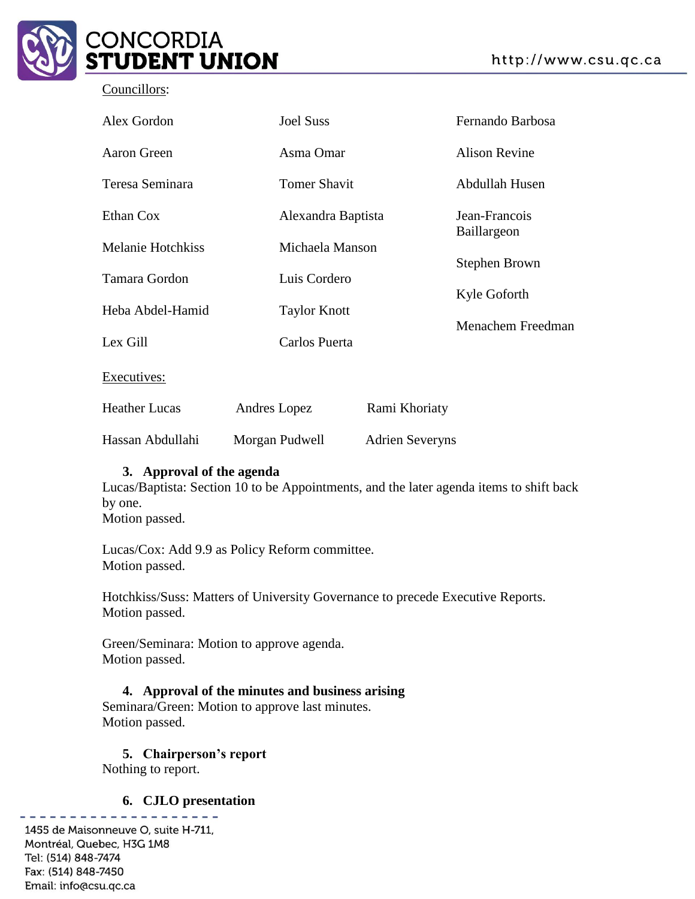Councillors:

Alex Gordon
Aaron Green
Teresa Seminara
Ethan Cox
Melanie Hotchkiss
Tamara Gordon
Heba Abdel-Hamid
Lex Gill
Joel Suss
Asma Omar
Tomer Shavit
Alexandra Baptista
Michaela Manson
Luis Cordero
Taylor Knott
Carlos Puerta
Fernando Barbosa
Alison Revine
Abdullah Husen
Jean-Francois Baillargeon
Stephen Brown
Kyle Goforth
Menachem Freedman

Executives:

Heather Lucas
Andres Lopez
Rami Khoriaty
Hassan Abdullahi
Morgan Pudwell
Adrien Severyns

**3. Approval of the agenda**

Lucas/Baptista: Section 10 to be Appointments, and the later agenda items to shift back by one.
Motion passed.

Lucas/Cox: Add 9.9 as Policy Reform committee.
Motion passed.

Hotchkiss/Suss: Matters of University Governance to precede Executive Reports.
Motion passed.

Green/Seminara: Motion to approve agenda.
Motion passed.

**4. Approval of the minutes and business arising**

Seminara/Green: Motion to approve last minutes.
Motion passed.

**5. Chairperson's report**

Nothing to report.

**6. CJLO presentation**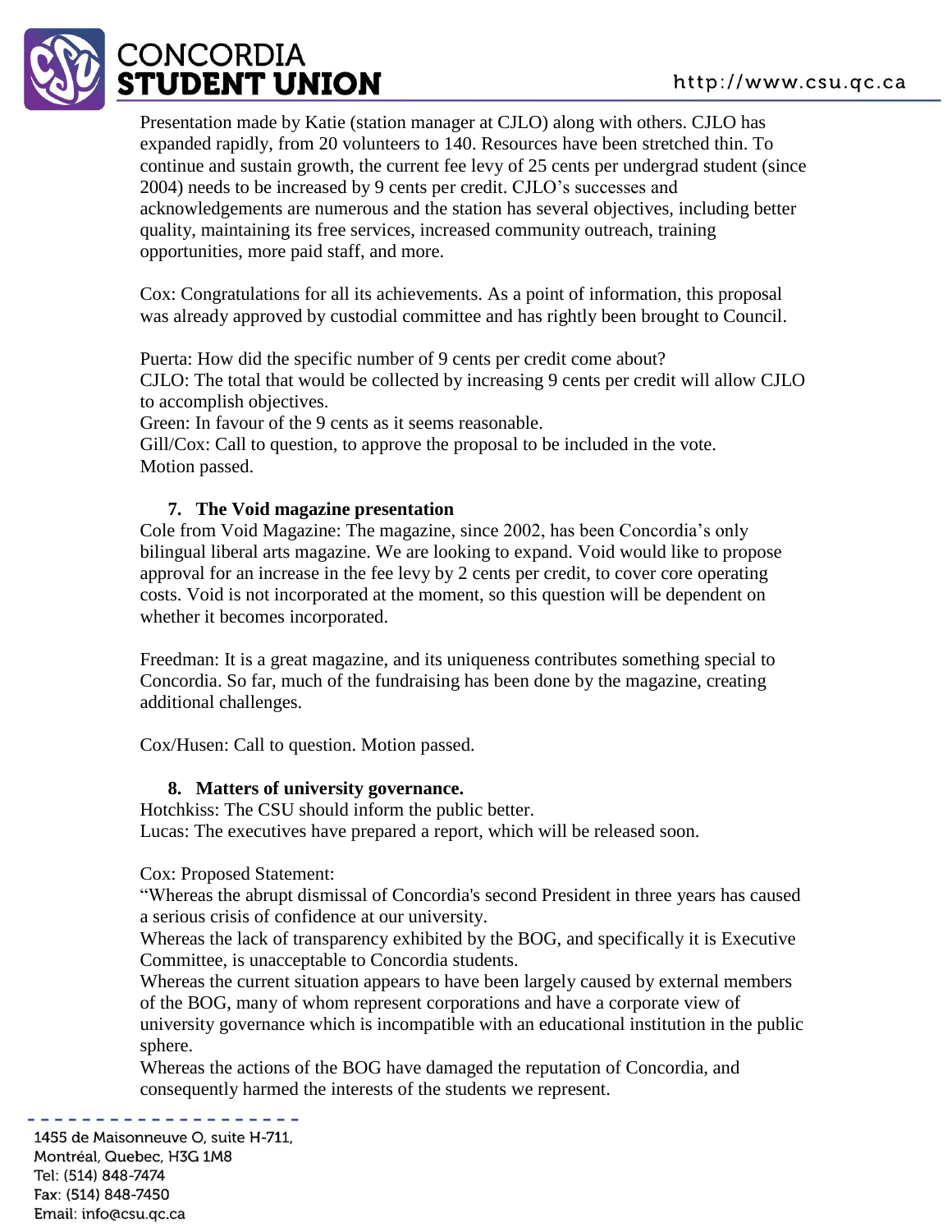Presentation made by Katie (station manager at CJLO) along with others. CJLO has expanded rapidly, from 20 volunteers to 140. Resources have been stretched thin. To continue and sustain growth, the current fee levy of 25 cents per undergrad student (since 2004) needs to be increased by 9 cents per credit. CJLO's successes and acknowledgements are numerous and the station has several objectives, including better quality, maintaining its free services, increased community outreach, training opportunities, more paid staff, and more.

Cox: Congratulations for all its achievements. As a point of information, this proposal was already approved by custodial committee and has rightly been brought to Council.

Puerta: How did the specific number of 9 cents per credit come about?
CJLO: The total that would be collected by increasing 9 cents per credit will allow CJLO to accomplish objectives.
Green: In favour of the 9 cents as it seems reasonable.
Gill/Cox: Call to question, to approve the proposal to be included in the vote.
Motion passed.

## 7. The Void magazine presentation

Cole from Void Magazine: The magazine, since 2002, has been Concordia's only bilingual liberal arts magazine. We are looking to expand. Void would like to propose approval for an increase in the fee levy by 2 cents per credit, to cover core operating costs. Void is not incorporated at the moment, so this question will be dependent on whether it becomes incorporated.

Freedman: It is a great magazine, and its uniqueness contributes something special to Concordia. So far, much of the fundraising has been done by the magazine, creating additional challenges.

Cox/Husen: Call to question. Motion passed.

## 8. Matters of university governance.

Hotchkiss: The CSU should inform the public better.
Lucas: The executives have prepared a report, which will be released soon.

Cox: Proposed Statement:
"Whereas the abrupt dismissal of Concordia's second President in three years has caused a serious crisis of confidence at our university.
Whereas the lack of transparency exhibited by the BOG, and specifically it is Executive Committee, is unacceptable to Concordia students.
Whereas the current situation appears to have been largely caused by external members of the BOG, many of whom represent corporations and have a corporate view of university governance which is incompatible with an educational institution in the public sphere.
Whereas the actions of the BOG have damaged the reputation of Concordia, and consequently harmed the interests of the students we represent.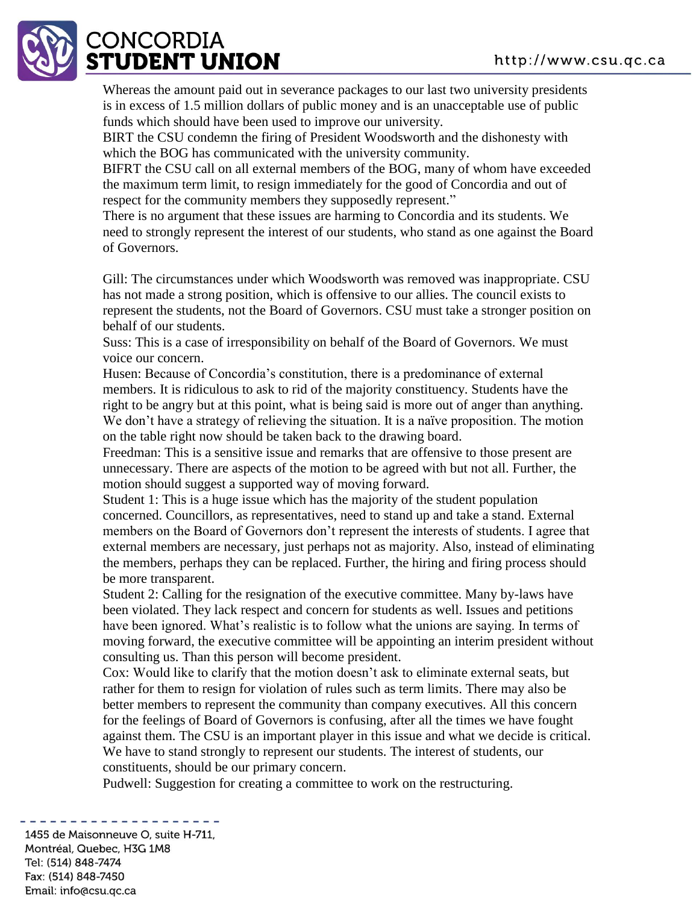Whereas the amount paid out in severance packages to our last two university presidents is in excess of 1.5 million dollars of public money and is an unacceptable use of public funds which should have been used to improve our university.

BIRT the CSU condemn the firing of President Woodsworth and the dishonesty with which the BOG has communicated with the university community.

BIFRT the CSU call on all external members of the BOG, many of whom have exceeded the maximum term limit, to resign immediately for the good of Concordia and out of respect for the community members they supposedly represent."

There is no argument that these issues are harming to Concordia and its students. We need to strongly represent the interest of our students, who stand as one against the Board of Governors.

Gill: The circumstances under which Woodsworth was removed was inappropriate. CSU has not made a strong position, which is offensive to our allies. The council exists to represent the students, not the Board of Governors. CSU must take a stronger position on behalf of our students.

Suss: This is a case of irresponsibility on behalf of the Board of Governors. We must voice our concern.

Husen: Because of Concordia's constitution, there is a predominance of external members. It is ridiculous to ask to rid of the majority constituency. Students have the right to be angry but at this point, what is being said is more out of anger than anything. We don't have a strategy of relieving the situation. It is a naïve proposition. The motion on the table right now should be taken back to the drawing board.

Freedman: This is a sensitive issue and remarks that are offensive to those present are unnecessary. There are aspects of the motion to be agreed with but not all. Further, the motion should suggest a supported way of moving forward.

Student 1: This is a huge issue which has the majority of the student population concerned. Councillors, as representatives, need to stand up and take a stand. External members on the Board of Governors don't represent the interests of students. I agree that external members are necessary, just perhaps not as majority. Also, instead of eliminating the members, perhaps they can be replaced. Further, the hiring and firing process should be more transparent.

Student 2: Calling for the resignation of the executive committee. Many by-laws have been violated. They lack respect and concern for students as well. Issues and petitions have been ignored. What's realistic is to follow what the unions are saying. In terms of moving forward, the executive committee will be appointing an interim president without consulting us. Than this person will become president.

Cox: Would like to clarify that the motion doesn't ask to eliminate external seats, but rather for them to resign for violation of rules such as term limits. There may also be better members to represent the community than company executives. All this concern for the feelings of Board of Governors is confusing, after all the times we have fought against them. The CSU is an important player in this issue and what we decide is critical. We have to stand strongly to represent our students. The interest of students, our constituents, should be our primary concern.

Pudwell: Suggestion for creating a committee to work on the restructuring.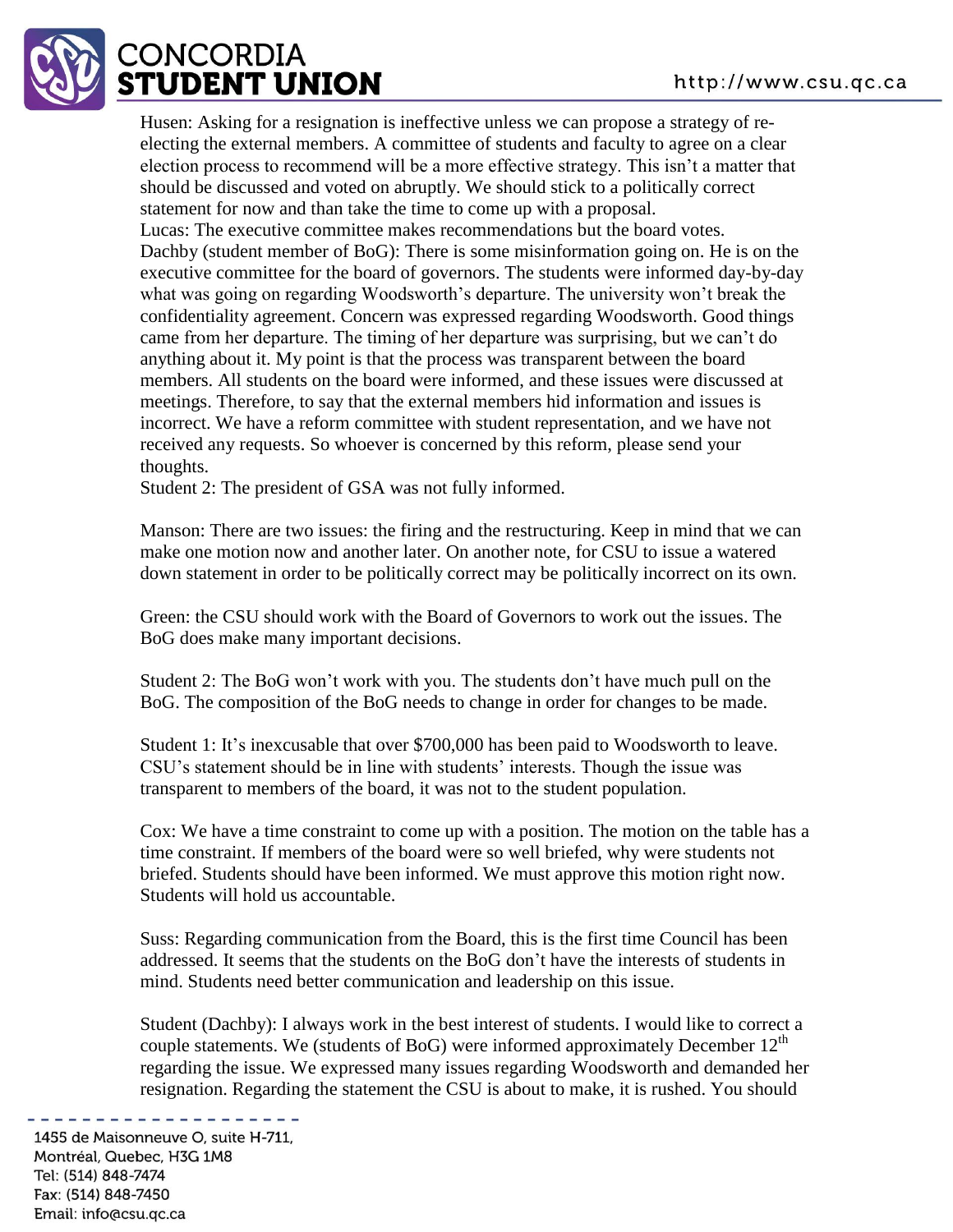Husen: Asking for a resignation is ineffective unless we can propose a strategy of re-electing the external members. A committee of students and faculty to agree on a clear election process to recommend will be a more effective strategy. This isn't a matter that should be discussed and voted on abruptly. We should stick to a politically correct statement for now and than take the time to come up with a proposal.

Lucas: The executive committee makes recommendations but the board votes.

Dachby (student member of BoG): There is some misinformation going on. He is on the executive committee for the board of governors. The students were informed day-by-day what was going on regarding Woodsworth's departure. The university won't break the confidentiality agreement. Concern was expressed regarding Woodsworth. Good things came from her departure. The timing of her departure was surprising, but we can't do anything about it. My point is that the process was transparent between the board members. All students on the board were informed, and these issues were discussed at meetings. Therefore, to say that the external members hid information and issues is incorrect. We have a reform committee with student representation, and we have not received any requests. So whoever is concerned by this reform, please send your thoughts.

Student 2: The president of GSA was not fully informed.

Manson: There are two issues: the firing and the restructuring. Keep in mind that we can make one motion now and another later. On another note, for CSU to issue a watered down statement in order to be politically correct may be politically incorrect on its own.

Green: the CSU should work with the Board of Governors to work out the issues. The BoG does make many important decisions.

Student 2: The BoG won't work with you. The students don't have much pull on the BoG. The composition of the BoG needs to change in order for changes to be made.

Student 1: It's inexcusable that over $700,000 has been paid to Woodsworth to leave. CSU's statement should be in line with students' interests. Though the issue was transparent to members of the board, it was not to the student population.

Cox: We have a time constraint to come up with a position. The motion on the table has a time constraint. If members of the board were so well briefed, why were students not briefed. Students should have been informed. We must approve this motion right now. Students will hold us accountable.

Suss: Regarding communication from the Board, this is the first time Council has been addressed. It seems that the students on the BoG don't have the interests of students in mind. Students need better communication and leadership on this issue.

Student (Dachby): I always work in the best interest of students. I would like to correct a couple statements. We (students of BoG) were informed approximately December 12th regarding the issue. We expressed many issues regarding Woodsworth and demanded her resignation. Regarding the statement the CSU is about to make, it is rushed. You should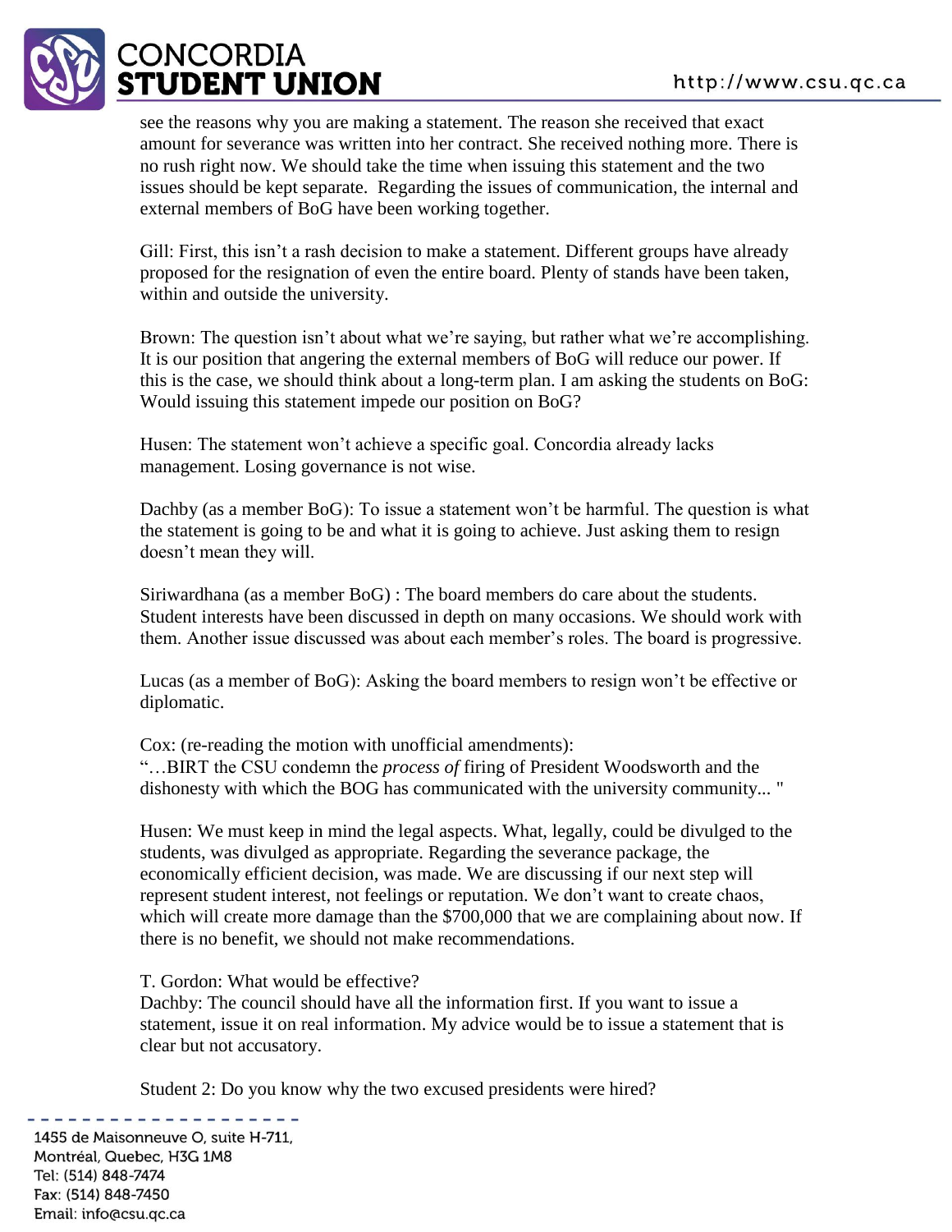see the reasons why you are making a statement. The reason she received that exact amount for severance was written into her contract. She received nothing more. There is no rush right now. We should take the time when issuing this statement and the two issues should be kept separate. Regarding the issues of communication, the internal and external members of BoG have been working together.

Gill: First, this isn't a rash decision to make a statement. Different groups have already proposed for the resignation of even the entire board. Plenty of stands have been taken, within and outside the university.

Brown: The question isn't about what we're saying, but rather what we're accomplishing. It is our position that angering the external members of BoG will reduce our power. If this is the case, we should think about a long-term plan. I am asking the students on BoG: Would issuing this statement impede our position on BoG?

Husen: The statement won't achieve a specific goal. Concordia already lacks management. Losing governance is not wise.

Dachby (as a member BoG): To issue a statement won't be harmful. The question is what the statement is going to be and what it is going to achieve. Just asking them to resign doesn't mean they will.

Siriwardhana (as a member BoG) : The board members do care about the students. Student interests have been discussed in depth on many occasions. We should work with them. Another issue discussed was about each member's roles. The board is progressive.

Lucas (as a member of BoG): Asking the board members to resign won't be effective or diplomatic.

Cox: (re-reading the motion with unofficial amendments):
"…BIRT the CSU condemn the *process of* firing of President Woodsworth and the dishonesty with which the BOG has communicated with the university community... "

Husen: We must keep in mind the legal aspects. What, legally, could be divulged to the students, was divulged as appropriate. Regarding the severance package, the economically efficient decision, was made. We are discussing if our next step will represent student interest, not feelings or reputation. We don't want to create chaos, which will create more damage than the $700,000 that we are complaining about now. If there is no benefit, we should not make recommendations.

T. Gordon: What would be effective?
Dachby: The council should have all the information first. If you want to issue a statement, issue it on real information. My advice would be to issue a statement that is clear but not accusatory.

Student 2: Do you know why the two excused presidents were hired?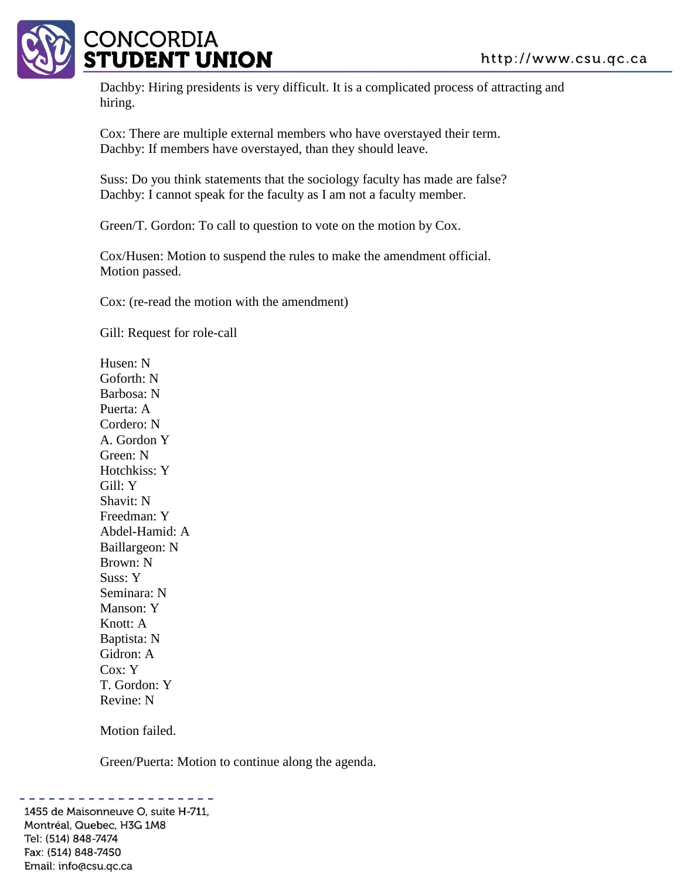Dachby: Hiring presidents is very difficult. It is a complicated process of attracting and hiring.

Cox: There are multiple external members who have overstayed their term.
Dachby: If members have overstayed, than they should leave.

Suss: Do you think statements that the sociology faculty has made are false?
Dachby: I cannot speak for the faculty as I am not a faculty member.

Green/T. Gordon: To call to question to vote on the motion by Cox.

Cox/Husen: Motion to suspend the rules to make the amendment official.
Motion passed.

Cox: (re-read the motion with the amendment)

Gill: Request for role-call

Husen: N
Goforth: N
Barbosa: N
Puerta: A
Cordero: N
A. Gordon Y
Green: N
Hotchkiss: Y
Gill: Y
Shavit: N
Freedman: Y
Abdel-Hamid: A
Baillargeon: N
Brown: N
Suss: Y
Seminara: N
Manson: Y
Knott: A
Baptista: N
Gidron: A
Cox: Y
T. Gordon: Y
Revine: N

Motion failed.

Green/Puerta: Motion to continue along the agenda.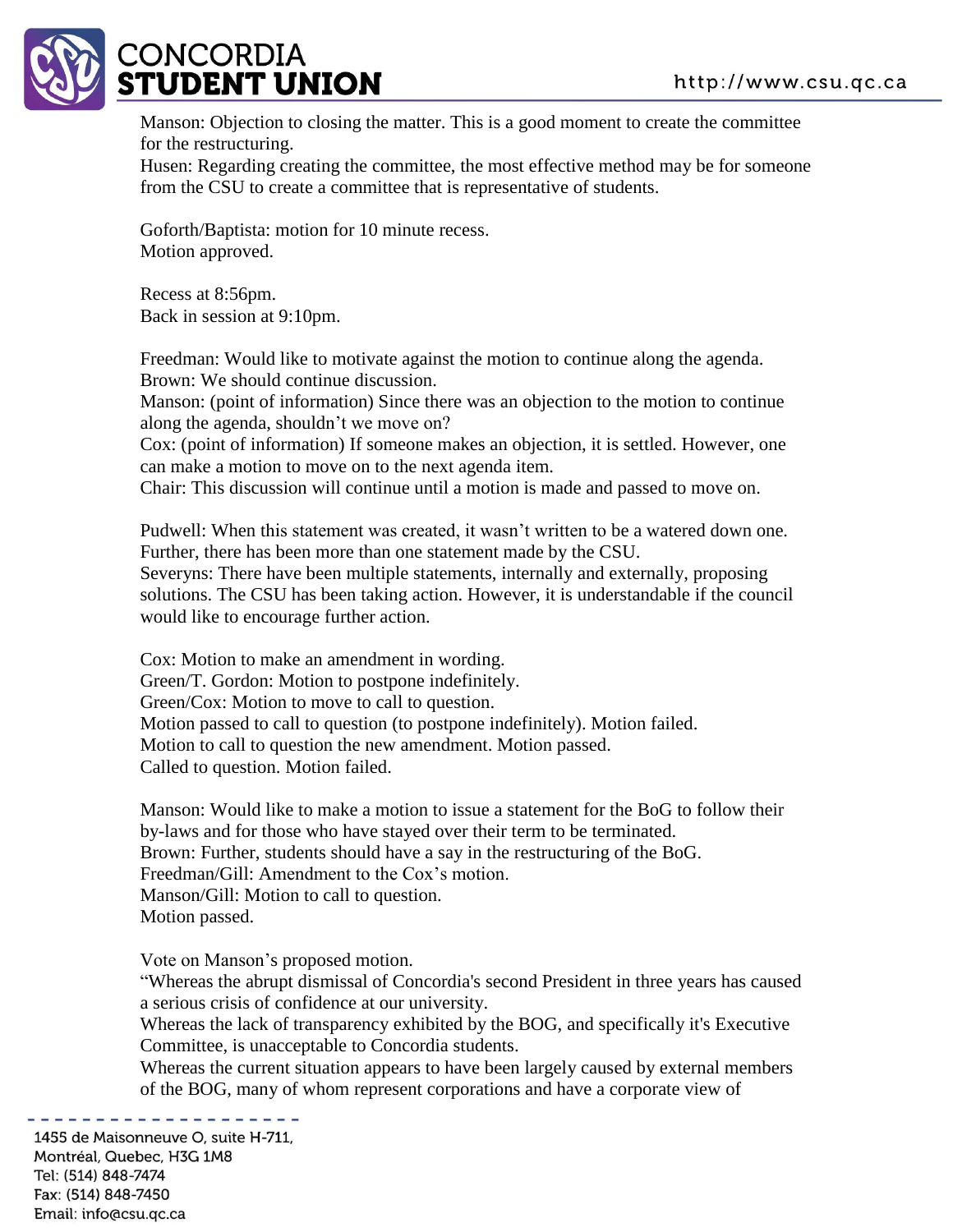Manson: Objection to closing the matter. This is a good moment to create the committee for the restructuring.
Husen: Regarding creating the committee, the most effective method may be for someone from the CSU to create a committee that is representative of students.

Goforth/Baptista: motion for 10 minute recess.
Motion approved.

Recess at 8:56pm.
Back in session at 9:10pm.

Freedman: Would like to motivate against the motion to continue along the agenda.
Brown: We should continue discussion.
Manson: (point of information) Since there was an objection to the motion to continue along the agenda, shouldn't we move on?
Cox: (point of information) If someone makes an objection, it is settled. However, one can make a motion to move on to the next agenda item.
Chair: This discussion will continue until a motion is made and passed to move on.

Pudwell: When this statement was created, it wasn't written to be a watered down one. Further, there has been more than one statement made by the CSU.
Severyns: There have been multiple statements, internally and externally, proposing solutions. The CSU has been taking action. However, it is understandable if the council would like to encourage further action.

Cox: Motion to make an amendment in wording.
Green/T. Gordon: Motion to postpone indefinitely.
Green/Cox: Motion to move to call to question.
Motion passed to call to question (to postpone indefinitely). Motion failed.
Motion to call to question the new amendment. Motion passed.
Called to question. Motion failed.

Manson: Would like to make a motion to issue a statement for the BoG to follow their by-laws and for those who have stayed over their term to be terminated.
Brown: Further, students should have a say in the restructuring of the BoG.
Freedman/Gill: Amendment to the Cox's motion.
Manson/Gill: Motion to call to question.
Motion passed.

Vote on Manson's proposed motion.
"Whereas the abrupt dismissal of Concordia's second President in three years has caused a serious crisis of confidence at our university.
Whereas the lack of transparency exhibited by the BOG, and specifically it's Executive Committee, is unacceptable to Concordia students.
Whereas the current situation appears to have been largely caused by external members of the BOG, many of whom represent corporations and have a corporate view of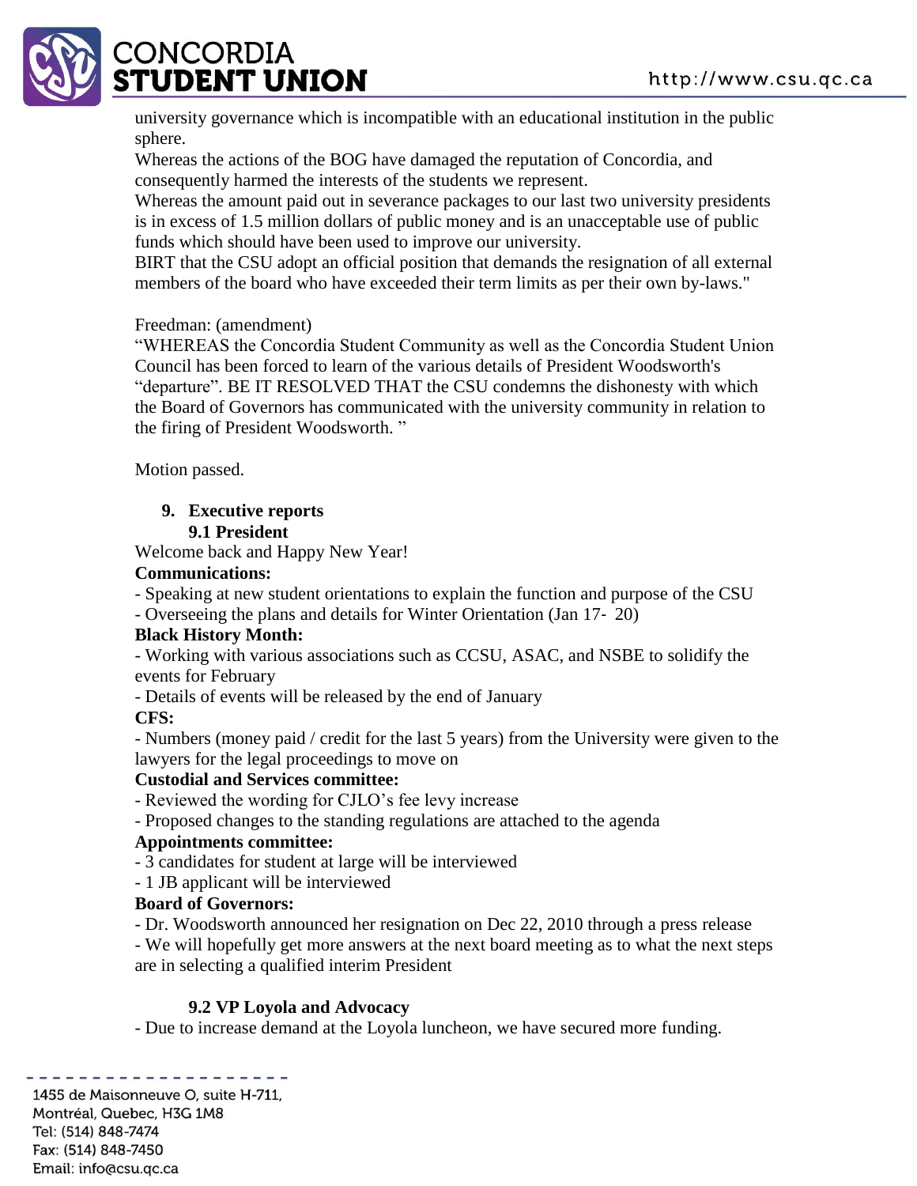university governance which is incompatible with an educational institution in the public sphere.
Whereas the actions of the BOG have damaged the reputation of Concordia, and consequently harmed the interests of the students we represent.
Whereas the amount paid out in severance packages to our last two university presidents is in excess of 1.5 million dollars of public money and is an unacceptable use of public funds which should have been used to improve our university.
BIRT that the CSU adopt an official position that demands the resignation of all external members of the board who have exceeded their term limits as per their own by-laws."

Freedman: (amendment)
"WHEREAS the Concordia Student Community as well as the Concordia Student Union Council has been forced to learn of the various details of President Woodsworth's "departure". BE IT RESOLVED THAT the CSU condemns the dishonesty with which the Board of Governors has communicated with the university community in relation to the firing of President Woodsworth. "

Motion passed.

## 9. Executive reports

### 9.1 President

Welcome back and Happy New Year!

**Communications:**

- Speaking at new student orientations to explain the function and purpose of the CSU
- Overseeing the plans and details for Winter Orientation (Jan 17- 20)

**Black History Month:**

- Working with various associations such as CCSU, ASAC, and NSBE to solidify the events for February
- Details of events will be released by the end of January

**CFS:**

- Numbers (money paid / credit for the last 5 years) from the University were given to the lawyers for the legal proceedings to move on

**Custodial and Services committee:**

- Reviewed the wording for CJLO's fee levy increase
- Proposed changes to the standing regulations are attached to the agenda

**Appointments committee:**

- 3 candidates for student at large will be interviewed
- 1 JB applicant will be interviewed

**Board of Governors:**

- Dr. Woodsworth announced her resignation on Dec 22, 2010 through a press release
- We will hopefully get more answers at the next board meeting as to what the next steps are in selecting a qualified interim President

### 9.2 VP Loyola and Advocacy

- Due to increase demand at the Loyola luncheon, we have secured more funding.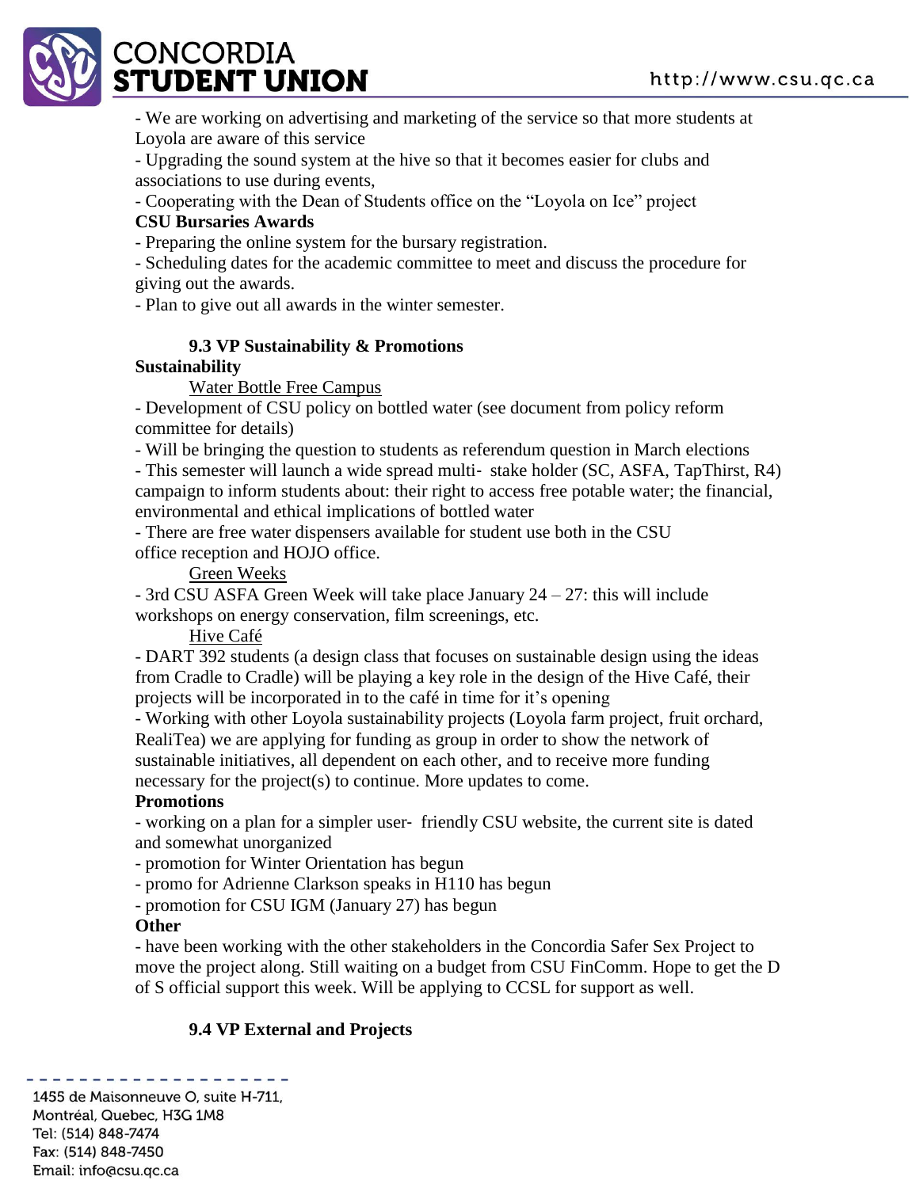- We are working on advertising and marketing of the service so that more students at Loyola are aware of this service
- Upgrading the sound system at the hive so that it becomes easier for clubs and associations to use during events,
- Cooperating with the Dean of Students office on the "Loyola on Ice" project

**CSU Bursaries Awards**

- Preparing the online system for the bursary registration.
- Scheduling dates for the academic committee to meet and discuss the procedure for giving out the awards.
- Plan to give out all awards in the winter semester.

### 9.3 VP Sustainability & Promotions

**Sustainability**

Water Bottle Free Campus

- Development of CSU policy on bottled water (see document from policy reform committee for details)
- Will be bringing the question to students as referendum question in March elections
- This semester will launch a wide spread multi- stake holder (SC, ASFA, TapThirst, R4) campaign to inform students about: their right to access free potable water; the financial, environmental and ethical implications of bottled water
- There are free water dispensers available for student use both in the CSU office reception and HOJO office.

Green Weeks

- 3rd CSU ASFA Green Week will take place January 24 – 27: this will include workshops on energy conservation, film screenings, etc.

Hive Café

- DART 392 students (a design class that focuses on sustainable design using the ideas from Cradle to Cradle) will be playing a key role in the design of the Hive Café, their projects will be incorporated in to the café in time for it's opening
- Working with other Loyola sustainability projects (Loyola farm project, fruit orchard, RealiTea) we are applying for funding as group in order to show the network of sustainable initiatives, all dependent on each other, and to receive more funding necessary for the project(s) to continue. More updates to come.

**Promotions**

- working on a plan for a simpler user- friendly CSU website, the current site is dated and somewhat unorganized
- promotion for Winter Orientation has begun
- promo for Adrienne Clarkson speaks in H110 has begun
- promotion for CSU IGM (January 27) has begun

**Other**

- have been working with the other stakeholders in the Concordia Safer Sex Project to move the project along. Still waiting on a budget from CSU FinComm. Hope to get the D of S official support this week. Will be applying to CCSL for support as well.

### 9.4 VP External and Projects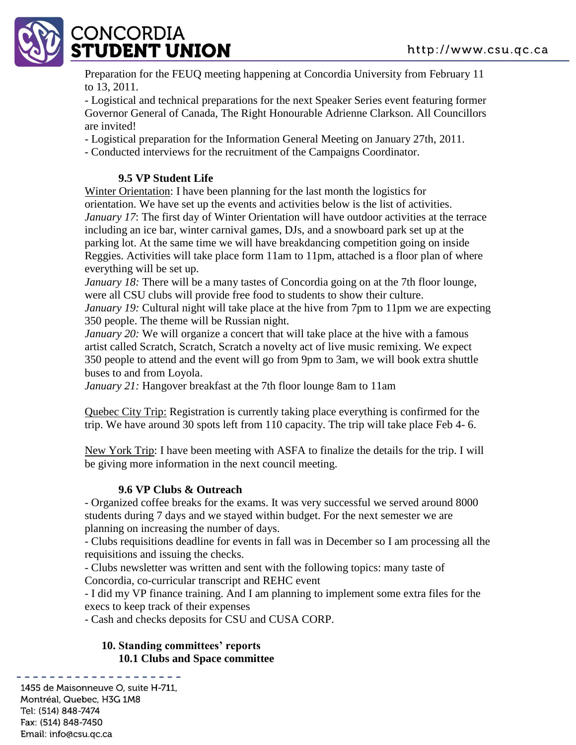Preparation for the FEUQ meeting happening at Concordia University from February 11 to 13, 2011.

- Logistical and technical preparations for the next Speaker Series event featuring former Governor General of Canada, The Right Honourable Adrienne Clarkson. All Councillors are invited!
- Logistical preparation for the Information General Meeting on January 27th, 2011.
- Conducted interviews for the recruitment of the Campaigns Coordinator.

### 9.5 VP Student Life

Winter Orientation: I have been planning for the last month the logistics for orientation. We have set up the events and activities below is the list of activities.

*January 17*: The first day of Winter Orientation will have outdoor activities at the terrace including an ice bar, winter carnival games, DJs, and a snowboard park set up at the parking lot. At the same time we will have breakdancing competition going on inside Reggies. Activities will take place form 11am to 11pm, attached is a floor plan of where everything will be set up.

*January 18:* There will be a many tastes of Concordia going on at the 7th floor lounge, were all CSU clubs will provide free food to students to show their culture.

*January 19:* Cultural night will take place at the hive from 7pm to 11pm we are expecting 350 people. The theme will be Russian night.

*January 20:* We will organize a concert that will take place at the hive with a famous artist called Scratch, Scratch, Scratch a novelty act of live music remixing. We expect 350 people to attend and the event will go from 9pm to 3am, we will book extra shuttle buses to and from Loyola.

*January 21:* Hangover breakfast at the 7th floor lounge 8am to 11am

Quebec City Trip: Registration is currently taking place everything is confirmed for the trip. We have around 30 spots left from 110 capacity. The trip will take place Feb 4- 6.

New York Trip: I have been meeting with ASFA to finalize the details for the trip. I will be giving more information in the next council meeting.

### 9.6 VP Clubs & Outreach

- Organized coffee breaks for the exams. It was very successful we served around 8000 students during 7 days and we stayed within budget. For the next semester we are planning on increasing the number of days.
- Clubs requisitions deadline for events in fall was in December so I am processing all the requisitions and issuing the checks.
- Clubs newsletter was written and sent with the following topics: many taste of Concordia, co-curricular transcript and REHC event
- I did my VP finance training. And I am planning to implement some extra files for the execs to keep track of their expenses
- Cash and checks deposits for CSU and CUSA CORP.

## 10. Standing committees' reports

### 10.1 Clubs and Space committee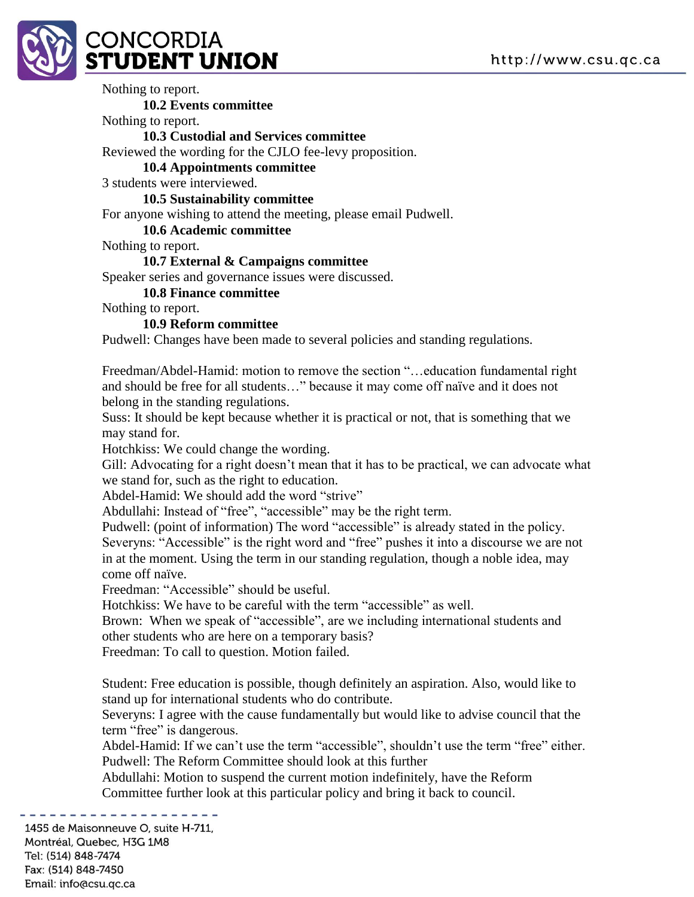Nothing to report.

### 10.2 Events committee

Nothing to report.

### 10.3 Custodial and Services committee

Reviewed the wording for the CJLO fee-levy proposition.

### 10.4 Appointments committee

3 students were interviewed.

### 10.5 Sustainability committee

For anyone wishing to attend the meeting, please email Pudwell.

### 10.6 Academic committee

Nothing to report.

### 10.7 External & Campaigns committee

Speaker series and governance issues were discussed.

### 10.8 Finance committee

Nothing to report.

### 10.9 Reform committee

Pudwell: Changes have been made to several policies and standing regulations.

Freedman/Abdel-Hamid: motion to remove the section "…education fundamental right and should be free for all students…" because it may come off naïve and it does not belong in the standing regulations.
Suss: It should be kept because whether it is practical or not, that is something that we may stand for.
Hotchkiss: We could change the wording.
Gill: Advocating for a right doesn't mean that it has to be practical, we can advocate what we stand for, such as the right to education.
Abdel-Hamid: We should add the word "strive"
Abdullahi: Instead of "free", "accessible" may be the right term.
Pudwell: (point of information) The word "accessible" is already stated in the policy.
Severyns: "Accessible" is the right word and "free" pushes it into a discourse we are not in at the moment. Using the term in our standing regulation, though a noble idea, may come off naïve.
Freedman: "Accessible" should be useful.
Hotchkiss: We have to be careful with the term "accessible" as well.
Brown: When we speak of "accessible", are we including international students and other students who are here on a temporary basis?
Freedman: To call to question. Motion failed.

Student: Free education is possible, though definitely an aspiration. Also, would like to stand up for international students who do contribute.
Severyns: I agree with the cause fundamentally but would like to advise council that the term "free" is dangerous.
Abdel-Hamid: If we can't use the term "accessible", shouldn't use the term "free" either.
Pudwell: The Reform Committee should look at this further
Abdullahi: Motion to suspend the current motion indefinitely, have the Reform Committee further look at this particular policy and bring it back to council.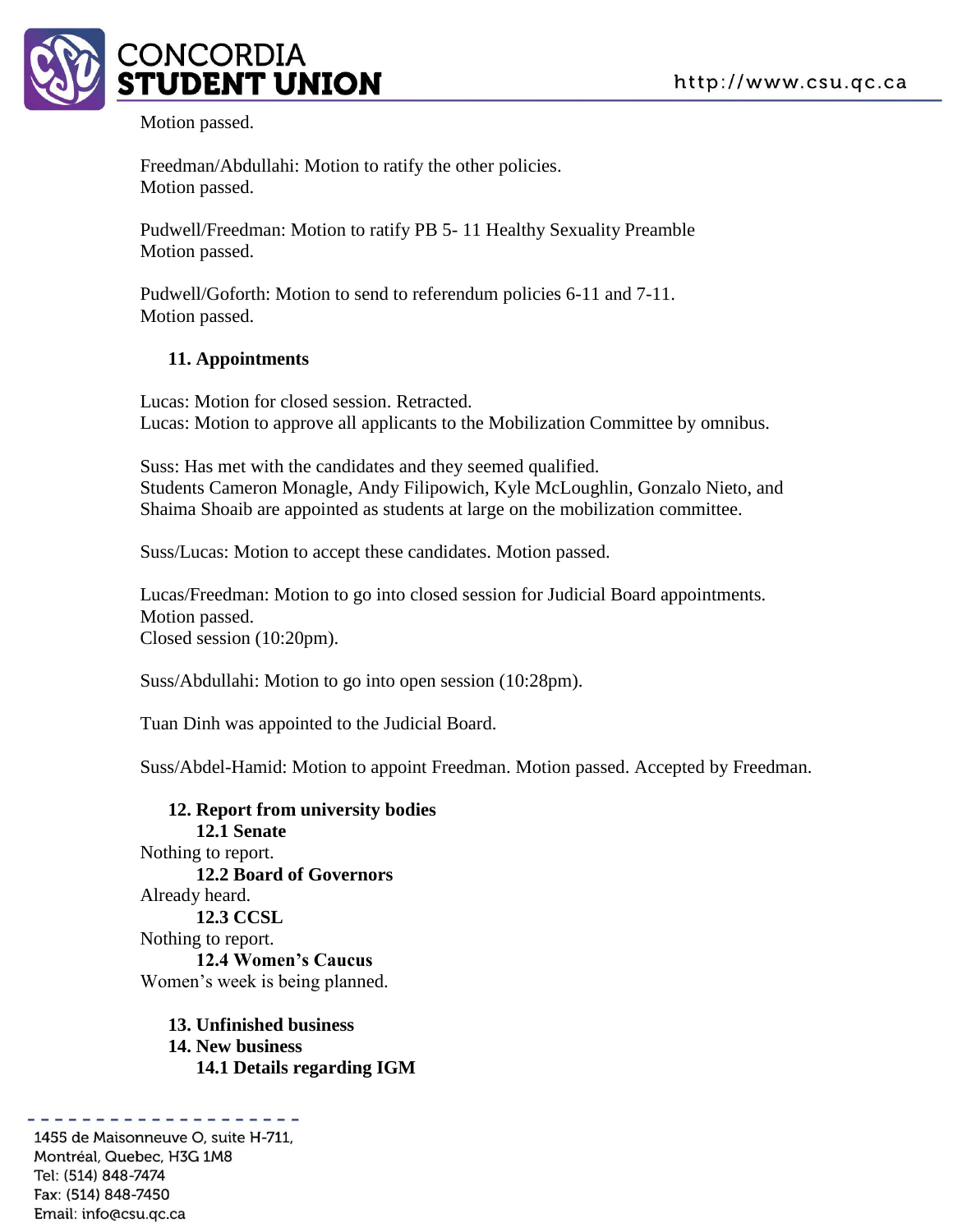Motion passed.

Freedman/Abdullahi: Motion to ratify the other policies.
Motion passed.

Pudwell/Freedman: Motion to ratify PB 5- 11 Healthy Sexuality Preamble
Motion passed.

Pudwell/Goforth: Motion to send to referendum policies 6-11 and 7-11.
Motion passed.

## 11. Appointments

Lucas: Motion for closed session. Retracted.
Lucas: Motion to approve all applicants to the Mobilization Committee by omnibus.

Suss: Has met with the candidates and they seemed qualified.
Students Cameron Monagle, Andy Filipowich, Kyle McLoughlin, Gonzalo Nieto, and Shaima Shoaib are appointed as students at large on the mobilization committee.

Suss/Lucas: Motion to accept these candidates. Motion passed.

Lucas/Freedman: Motion to go into closed session for Judicial Board appointments.
Motion passed.
Closed session (10:20pm).

Suss/Abdullahi: Motion to go into open session (10:28pm).

Tuan Dinh was appointed to the Judicial Board.

Suss/Abdel-Hamid: Motion to appoint Freedman. Motion passed. Accepted by Freedman.

## 12. Report from university bodies

### 12.1 Senate

Nothing to report.

### 12.2 Board of Governors

Already heard.

### 12.3 CCSL

Nothing to report.

### 12.4 Women's Caucus

Women's week is being planned.

## 13. Unfinished business

## 14. New business

### 14.1 Details regarding IGM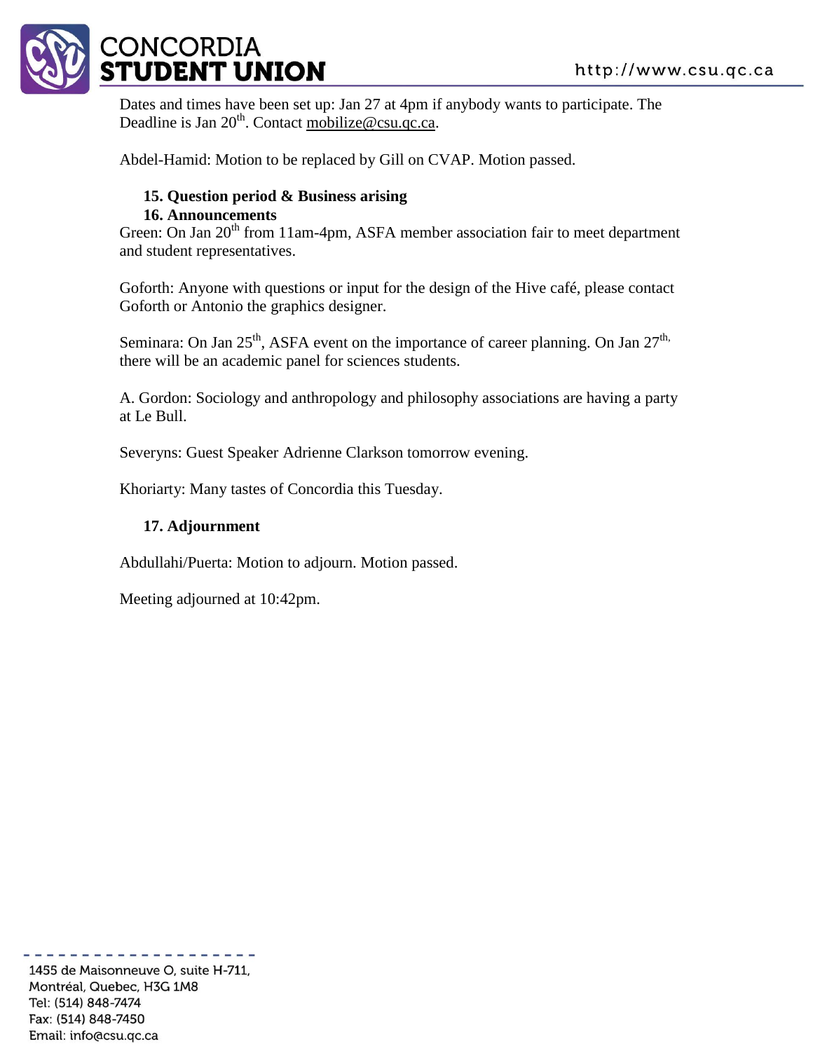Dates and times have been set up: Jan 27 at 4pm if anybody wants to participate. The Deadline is Jan 20th. Contact mobilize@csu.qc.ca.

Abdel-Hamid: Motion to be replaced by Gill on CVAP. Motion passed.

**15. Question period & Business arising**

**16. Announcements**

Green: On Jan 20th from 11am-4pm, ASFA member association fair to meet department and student representatives.

Goforth: Anyone with questions or input for the design of the Hive café, please contact Goforth or Antonio the graphics designer.

Seminara: On Jan 25th, ASFA event on the importance of career planning. On Jan 27th, there will be an academic panel for sciences students.

A. Gordon: Sociology and anthropology and philosophy associations are having a party at Le Bull.

Severyns: Guest Speaker Adrienne Clarkson tomorrow evening.

Khoriarty: Many tastes of Concordia this Tuesday.

**17. Adjournment**

Abdullahi/Puerta: Motion to adjourn. Motion passed.

Meeting adjourned at 10:42pm.